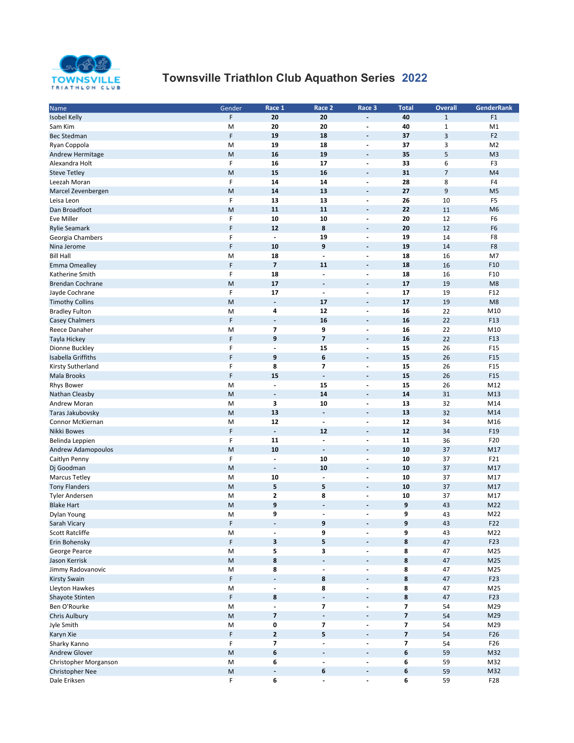# Townsville Triathlon Club Aquathon Series 2022

| Name | Gender | Race 1 | Race 2 | Race 3 | Total | Overall | GenderRank |
|---|---|---|---|---|---|---|---|
| Isobel Kelly | F | 20 | 20 | - | 40 | 1 | F1 |
| Sam Kim | M | 20 | 20 | - | 40 | 1 | M1 |
| Bec Stedman | F | 19 | 18 | - | 37 | 3 | F2 |
| Ryan Coppola | M | 19 | 18 | - | 37 | 3 | M2 |
| Andrew Hermitage | M | 16 | 19 | - | 35 | 5 | M3 |
| Alexandra Holt | F | 16 | 17 | - | 33 | 6 | F3 |
| Steve Tetley | M | 15 | 16 | - | 31 | 7 | M4 |
| Leezah Moran | F | 14 | 14 | - | 28 | 8 | F4 |
| Marcel Zevenbergen | M | 14 | 13 | - | 27 | 9 | M5 |
| Leisa Leon | F | 13 | 13 | - | 26 | 10 | F5 |
| Dan Broadfoot | M | 11 | 11 | - | 22 | 11 | M6 |
| Eve Miller | F | 10 | 10 | - | 20 | 12 | F6 |
| Rylie Seamark | F | 12 | 8 | - | 20 | 12 | F6 |
| Georgia Chambers | F | - | 19 | - | 19 | 14 | F8 |
| Nina Jerome | F | 10 | 9 | - | 19 | 14 | F8 |
| Bill Hall | M | 18 | - | - | 18 | 16 | M7 |
| Emma Omealley | F | 7 | 11 | - | 18 | 16 | F10 |
| Katherine Smith | F | 18 | - | - | 18 | 16 | F10 |
| Brendan Cochrane | M | 17 | - | - | 17 | 19 | M8 |
| Jayde Cochrane | F | 17 | - | - | 17 | 19 | F12 |
| Timothy Collins | M | - | 17 | - | 17 | 19 | M8 |
| Bradley Fulton | M | 4 | 12 | - | 16 | 22 | M10 |
| Casey Chalmers | F | - | 16 | - | 16 | 22 | F13 |
| Reece Danaher | M | 7 | 9 | - | 16 | 22 | M10 |
| Tayla Hickey | F | 9 | 7 | - | 16 | 22 | F13 |
| Dionne Buckley | F | - | 15 | - | 15 | 26 | F15 |
| Isabella Griffiths | F | 9 | 6 | - | 15 | 26 | F15 |
| Kirsty Sutherland | F | 8 | 7 | - | 15 | 26 | F15 |
| Mala Brooks | F | 15 | - | - | 15 | 26 | F15 |
| Rhys Bower | M | - | 15 | - | 15 | 26 | M12 |
| Nathan Cleasby | M | - | 14 | - | 14 | 31 | M13 |
| Andrew Moran | M | 3 | 10 | - | 13 | 32 | M14 |
| Taras Jakubovsky | M | 13 | - | - | 13 | 32 | M14 |
| Connor McKiernan | M | 12 | - | - | 12 | 34 | M16 |
| Nikki Bowes | F | - | 12 | - | 12 | 34 | F19 |
| Belinda Leppien | F | 11 | - | - | 11 | 36 | F20 |
| Andrew Adamopoulos | M | 10 | - | - | 10 | 37 | M17 |
| Caitlyn Penny | F | - | 10 | - | 10 | 37 | F21 |
| Dj Goodman | M | - | 10 | - | 10 | 37 | M17 |
| Marcus Tetley | M | 10 | - | - | 10 | 37 | M17 |
| Tony Flanders | M | 5 | 5 | - | 10 | 37 | M17 |
| Tyler Andersen | M | 2 | 8 | - | 10 | 37 | M17 |
| Blake Hart | M | 9 | - | - | 9 | 43 | M22 |
| Dylan Young | M | 9 | - | - | 9 | 43 | M22 |
| Sarah Vicary | F | - | 9 | - | 9 | 43 | F22 |
| Scott Ratcliffe | M | - | 9 | - | 9 | 43 | M22 |
| Erin Bohensky | F | 3 | 5 | - | 8 | 47 | F23 |
| George Pearce | M | 5 | 3 | - | 8 | 47 | M25 |
| Jason Kerrisk | M | 8 | - | - | 8 | 47 | M25 |
| Jimmy Radovanovic | M | 8 | - | - | 8 | 47 | M25 |
| Kirsty Swain | F | - | 8 | - | 8 | 47 | F23 |
| Lleyton Hawkes | M | - | 8 | - | 8 | 47 | M25 |
| Shayote Stinten | F | 8 | - | - | 8 | 47 | F23 |
| Ben O'Rourke | M | - | 7 | - | 7 | 54 | M29 |
| Chris Aulbury | M | 7 | - | - | 7 | 54 | M29 |
| Jyle Smith | M | 0 | 7 | - | 7 | 54 | M29 |
| Karyn Xie | F | 2 | 5 | - | 7 | 54 | F26 |
| Sharky Kanno | F | 7 | - | - | 7 | 54 | F26 |
| Andrew Glover | M | 6 | - | - | 6 | 59 | M32 |
| Christopher Morganson | M | 6 | - | - | 6 | 59 | M32 |
| Christopher Nee | M | - | 6 | - | 6 | 59 | M32 |
| Dale Eriksen | F | 6 | - | - | 6 | 59 | F28 |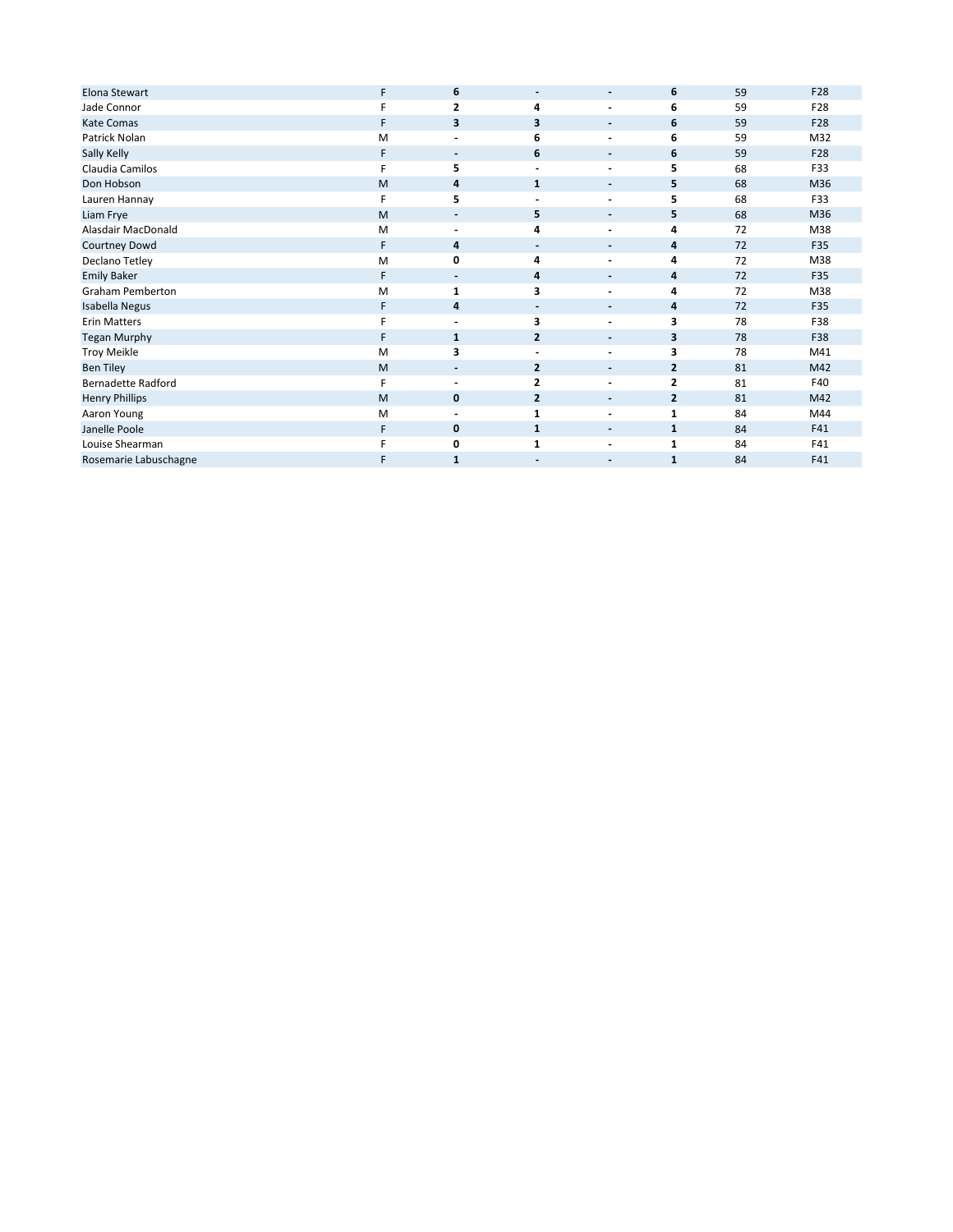| | | | | | | | |
|---|---|---|---|---|---|---|---|
| Elona Stewart | F | **6** | - | - | **6** | 59 | F28 |
| Jade Connor | F | **2** | **4** | - | **6** | 59 | F28 |
| Kate Comas | F | **3** | **3** | - | **6** | 59 | F28 |
| Patrick Nolan | M | - | **6** | - | **6** | 59 | M32 |
| Sally Kelly | F | - | **6** | - | **6** | 59 | F28 |
| Claudia Camilos | F | **5** | - | - | **5** | 68 | F33 |
| Don Hobson | M | **4** | **1** | - | **5** | 68 | M36 |
| Lauren Hannay | F | **5** | - | - | **5** | 68 | F33 |
| Liam Frye | M | - | **5** | - | **5** | 68 | M36 |
| Alasdair MacDonald | M | - | **4** | - | **4** | 72 | M38 |
| Courtney Dowd | F | **4** | - | - | **4** | 72 | F35 |
| Declano Tetley | M | **0** | **4** | - | **4** | 72 | M38 |
| Emily Baker | F | - | **4** | - | **4** | 72 | F35 |
| Graham Pemberton | M | **1** | **3** | - | **4** | 72 | M38 |
| Isabella Negus | F | **4** | - | - | **4** | 72 | F35 |
| Erin Matters | F | - | **3** | - | **3** | 78 | F38 |
| Tegan Murphy | F | **1** | **2** | - | **3** | 78 | F38 |
| Troy Meikle | M | **3** | - | - | **3** | 78 | M41 |
| Ben Tiley | M | - | **2** | - | **2** | 81 | M42 |
| Bernadette Radford | F | - | **2** | - | **2** | 81 | F40 |
| Henry Phillips | M | **0** | **2** | - | **2** | 81 | M42 |
| Aaron Young | M | - | **1** | - | **1** | 84 | M44 |
| Janelle Poole | F | **0** | **1** | - | **1** | 84 | F41 |
| Louise Shearman | F | **0** | **1** | - | **1** | 84 | F41 |
| Rosemarie Labuschagne | F | **1** | - | - | **1** | 84 | F41 |